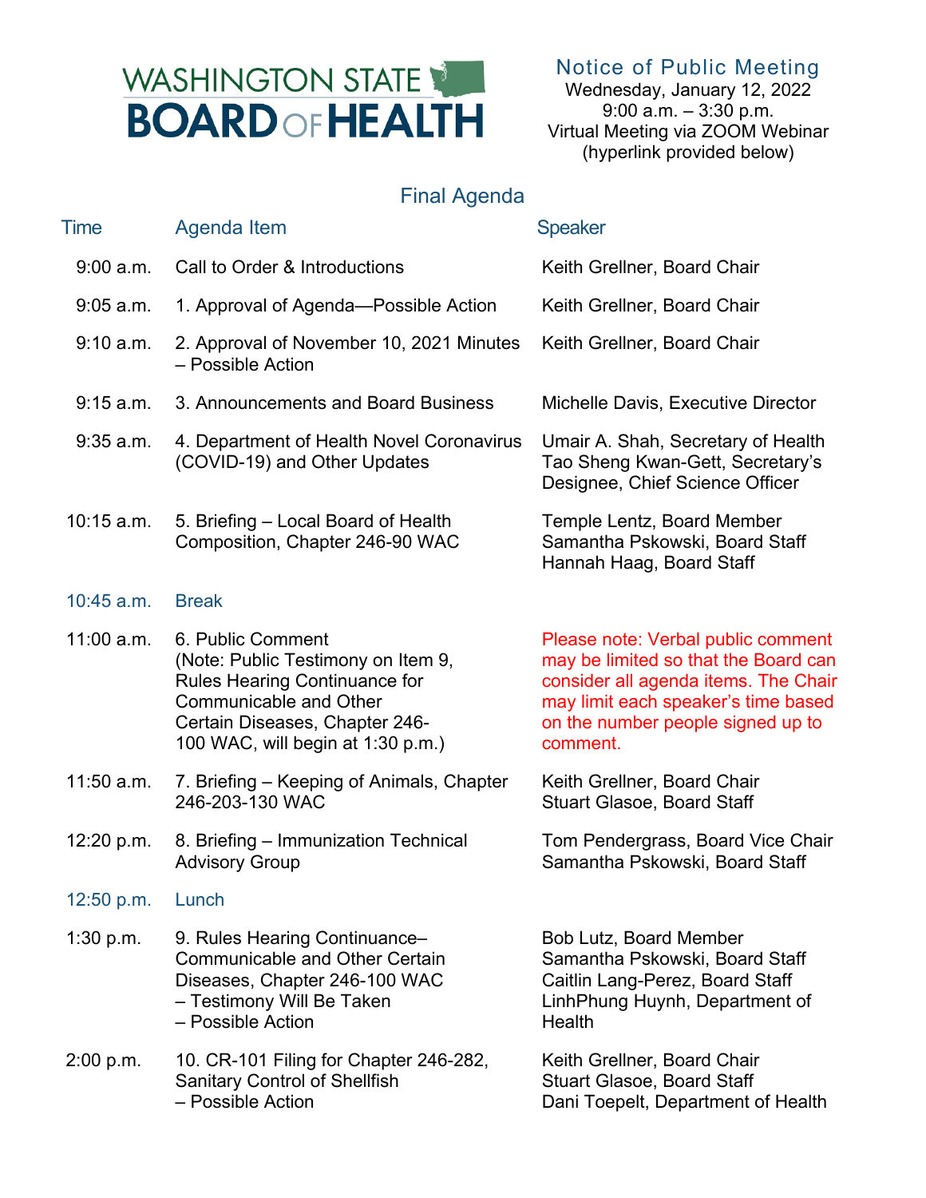# WASHINGTON STATE BOARD OF HEALTH

**Notice of Public Meeting**
Wednesday, January 12, 2022
9:00 a.m. – 3:30 p.m.
Virtual Meeting via ZOOM Webinar
(hyperlink provided below)

## Final Agenda

| Time | Agenda Item | Speaker |
|---|---|---|
| 9:00 a.m. | Call to Order & Introductions | Keith Grellner, Board Chair |
| 9:05 a.m. | 1. Approval of Agenda—Possible Action | Keith Grellner, Board Chair |
| 9:10 a.m. | 2. Approval of November 10, 2021 Minutes – Possible Action | Keith Grellner, Board Chair |
| 9:15 a.m. | 3. Announcements and Board Business | Michelle Davis, Executive Director |
| 9:35 a.m. | 4. Department of Health Novel Coronavirus (COVID-19) and Other Updates | Umair A. Shah, Secretary of Health<br>Tao Sheng Kwan-Gett, Secretary's Designee, Chief Science Officer |
| 10:15 a.m. | 5. Briefing – Local Board of Health Composition, Chapter 246-90 WAC | Temple Lentz, Board Member<br>Samantha Pskowski, Board Staff<br>Hannah Haag, Board Staff |
| 10:45 a.m. | Break | |
| 11:00 a.m. | 6. Public Comment (Note: Public Testimony on Item 9, Rules Hearing Continuance for Communicable and Other Certain Diseases, Chapter 246-100 WAC, will begin at 1:30 p.m.) | Please note: Verbal public comment may be limited so that the Board can consider all agenda items. The Chair may limit each speaker's time based on the number people signed up to comment. |
| 11:50 a.m. | 7. Briefing – Keeping of Animals, Chapter 246-203-130 WAC | Keith Grellner, Board Chair<br>Stuart Glasoe, Board Staff |
| 12:20 p.m. | 8. Briefing – Immunization Technical Advisory Group | Tom Pendergrass, Board Vice Chair<br>Samantha Pskowski, Board Staff |
| 12:50 p.m. | Lunch | |
| 1:30 p.m. | 9. Rules Hearing Continuance– Communicable and Other Certain Diseases, Chapter 246-100 WAC<br>– Testimony Will Be Taken<br>– Possible Action | Bob Lutz, Board Member<br>Samantha Pskowski, Board Staff<br>Caitlin Lang-Perez, Board Staff<br>LinhPhung Huynh, Department of Health |
| 2:00 p.m. | 10. CR-101 Filing for Chapter 246-282, Sanitary Control of Shellfish<br>– Possible Action | Keith Grellner, Board Chair<br>Stuart Glasoe, Board Staff<br>Dani Toepelt, Department of Health |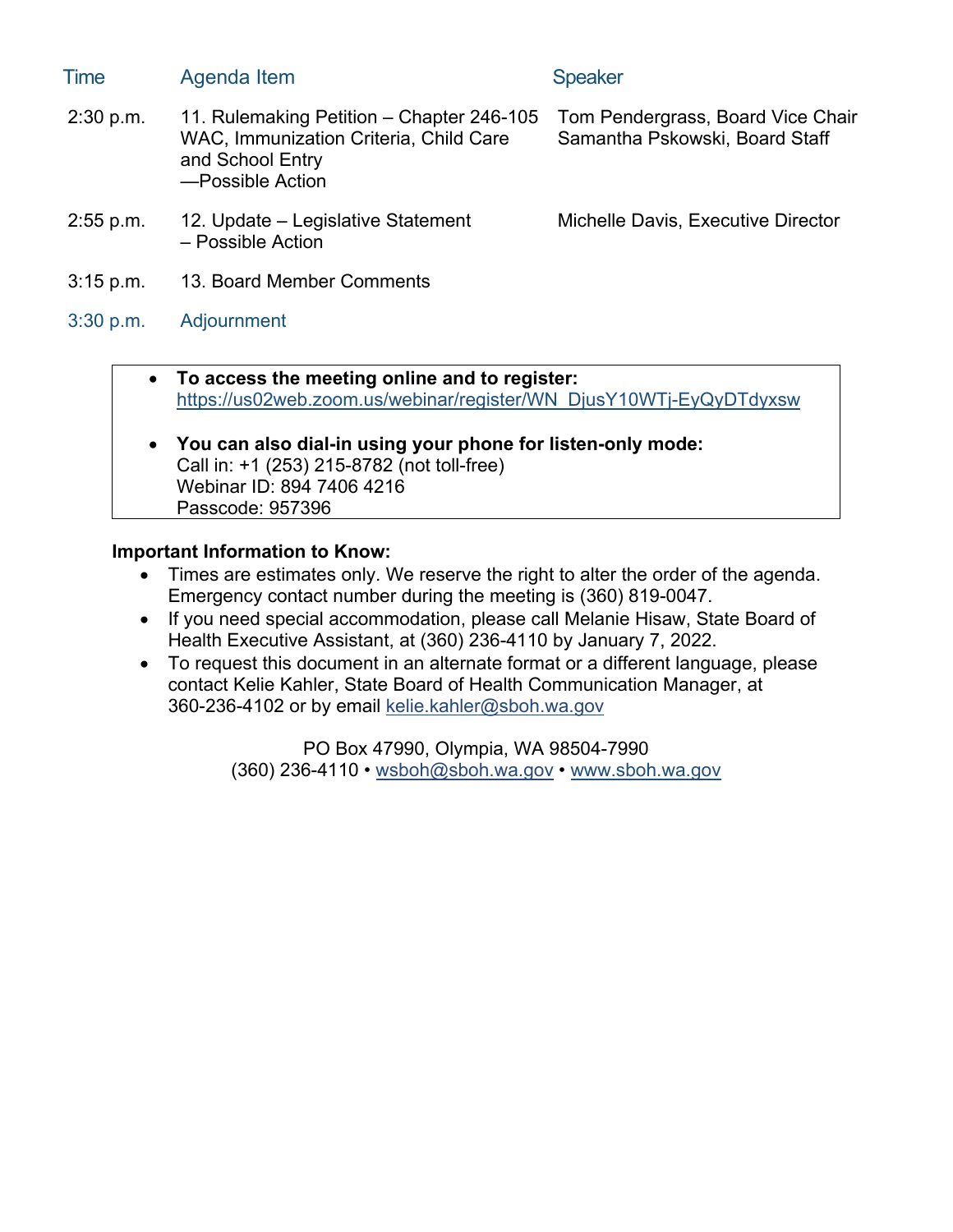| Time | Agenda Item | Speaker |
|---|---|---|
| 2:30 p.m. | 11. Rulemaking Petition – Chapter 246-105 WAC, Immunization Criteria, Child Care and School Entry —Possible Action | Tom Pendergrass, Board Vice Chair<br>Samantha Pskowski, Board Staff |
| 2:55 p.m. | 12. Update – Legislative Statement – Possible Action | Michelle Davis, Executive Director |
| 3:15 p.m. | 13. Board Member Comments | |
| 3:30 p.m. | Adjournment | |

- **To access the meeting online and to register:** https://us02web.zoom.us/webinar/register/WN_DjusY10WTj-EyQyDTdyxsw

- **You can also dial-in using your phone for listen-only mode:**
  Call in: +1 (253) 215-8782 (not toll-free)
  Webinar ID: 894 7406 4216
  Passcode: 957396

**Important Information to Know:**

- Times are estimates only. We reserve the right to alter the order of the agenda. Emergency contact number during the meeting is (360) 819-0047.
- If you need special accommodation, please call Melanie Hisaw, State Board of Health Executive Assistant, at (360) 236-4110 by January 7, 2022.
- To request this document in an alternate format or a different language, please contact Kelie Kahler, State Board of Health Communication Manager, at 360-236-4102 or by email kelie.kahler@sboh.wa.gov

PO Box 47990, Olympia, WA 98504-7990
(360) 236-4110 • wsboh@sboh.wa.gov • www.sboh.wa.gov